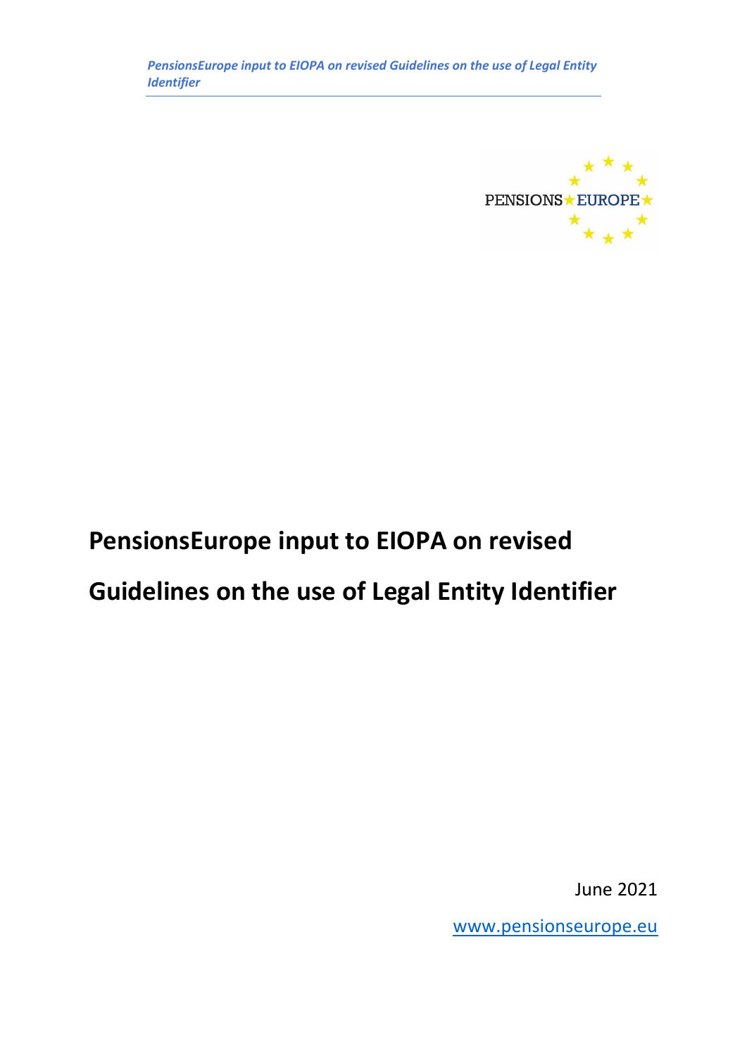# PensionsEurope input to EIOPA on revised Guidelines on the use of Legal Entity Identifier

June 2021

www.pensionseurope.eu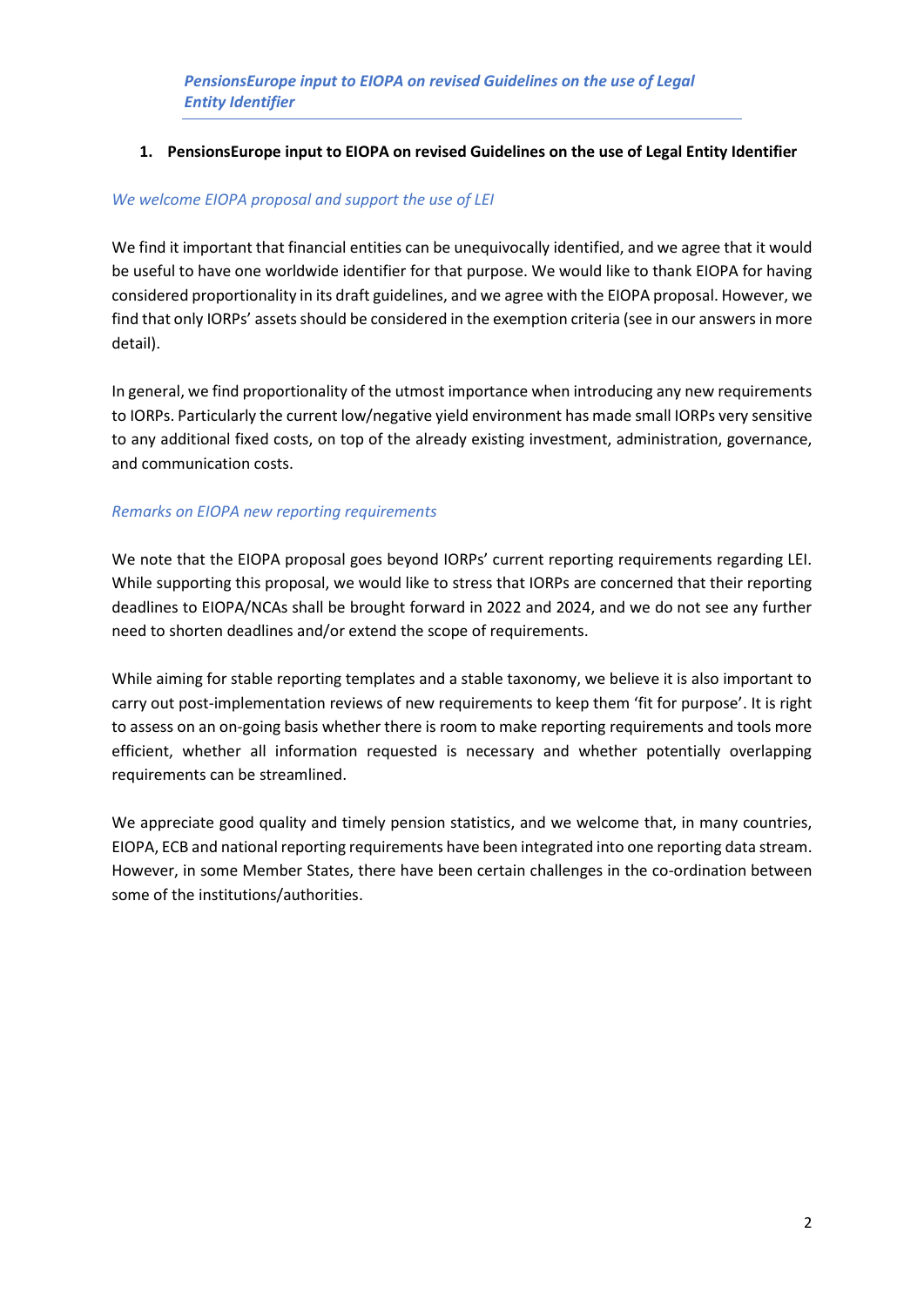## 1. PensionsEurope input to EIOPA on revised Guidelines on the use of Legal Entity Identifier

*We welcome EIOPA proposal and support the use of LEI*

We find it important that financial entities can be unequivocally identified, and we agree that it would be useful to have one worldwide identifier for that purpose. We would like to thank EIOPA for having considered proportionality in its draft guidelines, and we agree with the EIOPA proposal. However, we find that only IORPs' assets should be considered in the exemption criteria (see in our answers in more detail).

In general, we find proportionality of the utmost importance when introducing any new requirements to IORPs. Particularly the current low/negative yield environment has made small IORPs very sensitive to any additional fixed costs, on top of the already existing investment, administration, governance, and communication costs.

*Remarks on EIOPA new reporting requirements*

We note that the EIOPA proposal goes beyond IORPs' current reporting requirements regarding LEI. While supporting this proposal, we would like to stress that IORPs are concerned that their reporting deadlines to EIOPA/NCAs shall be brought forward in 2022 and 2024, and we do not see any further need to shorten deadlines and/or extend the scope of requirements.

While aiming for stable reporting templates and a stable taxonomy, we believe it is also important to carry out post-implementation reviews of new requirements to keep them 'fit for purpose'. It is right to assess on an on-going basis whether there is room to make reporting requirements and tools more efficient, whether all information requested is necessary and whether potentially overlapping requirements can be streamlined.

We appreciate good quality and timely pension statistics, and we welcome that, in many countries, EIOPA, ECB and national reporting requirements have been integrated into one reporting data stream. However, in some Member States, there have been certain challenges in the co-ordination between some of the institutions/authorities.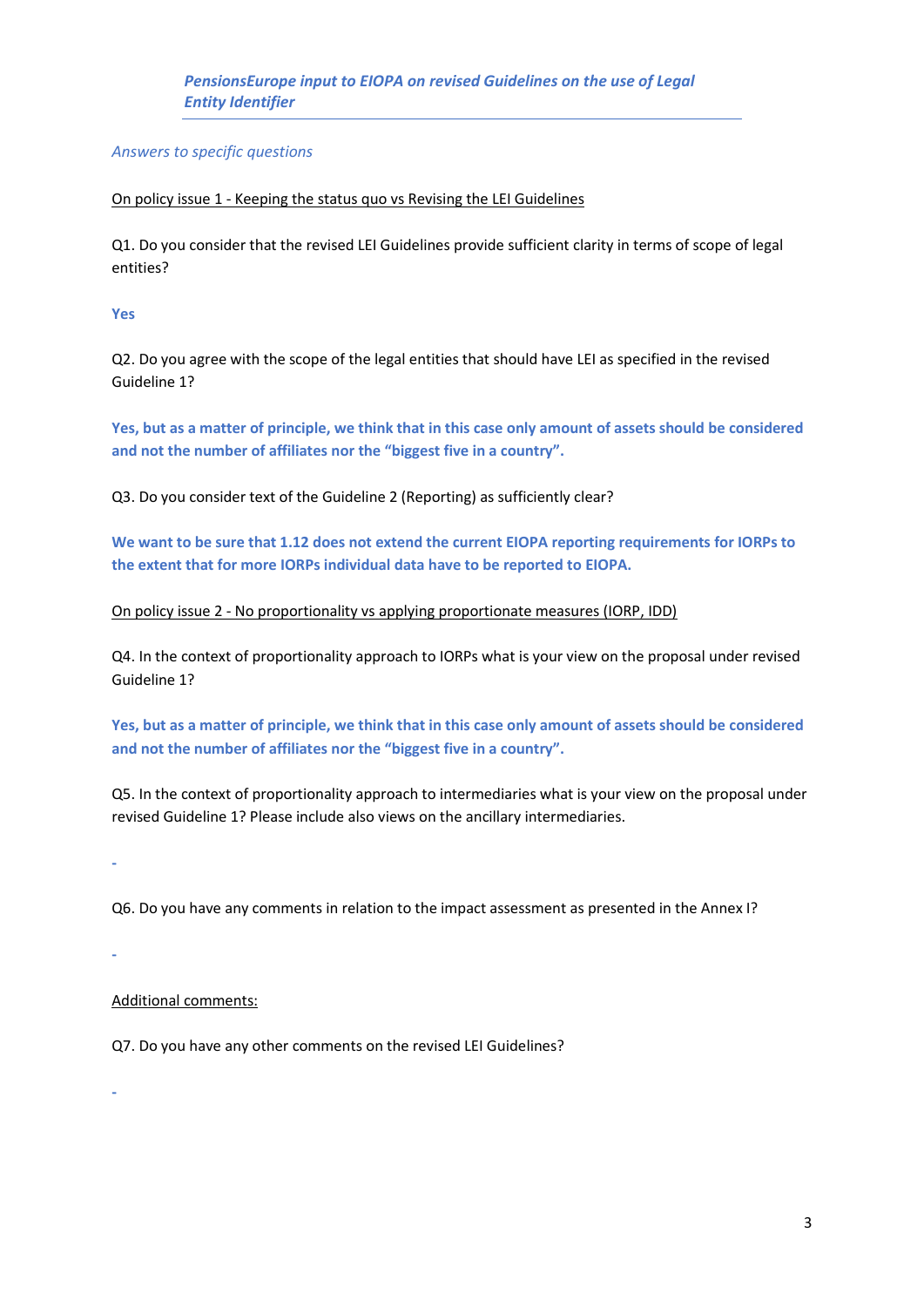***PensionsEurope input to EIOPA on revised Guidelines on the use of Legal Entity Identifier***

*Answers to specific questions*

On policy issue 1 - Keeping the status quo vs Revising the LEI Guidelines

Q1. Do you consider that the revised LEI Guidelines provide sufficient clarity in terms of scope of legal entities?

**Yes**

Q2. Do you agree with the scope of the legal entities that should have LEI as specified in the revised Guideline 1?

**Yes, but as a matter of principle, we think that in this case only amount of assets should be considered and not the number of affiliates nor the "biggest five in a country".**

Q3. Do you consider text of the Guideline 2 (Reporting) as sufficiently clear?

**We want to be sure that 1.12 does not extend the current EIOPA reporting requirements for IORPs to the extent that for more IORPs individual data have to be reported to EIOPA.**

On policy issue 2 - No proportionality vs applying proportionate measures (IORP, IDD)

Q4. In the context of proportionality approach to IORPs what is your view on the proposal under revised Guideline 1?

**Yes, but as a matter of principle, we think that in this case only amount of assets should be considered and not the number of affiliates nor the "biggest five in a country".**

Q5. In the context of proportionality approach to intermediaries what is your view on the proposal under revised Guideline 1? Please include also views on the ancillary intermediaries.

-

Q6. Do you have any comments in relation to the impact assessment as presented in the Annex I?

-

Additional comments:

Q7. Do you have any other comments on the revised LEI Guidelines?

-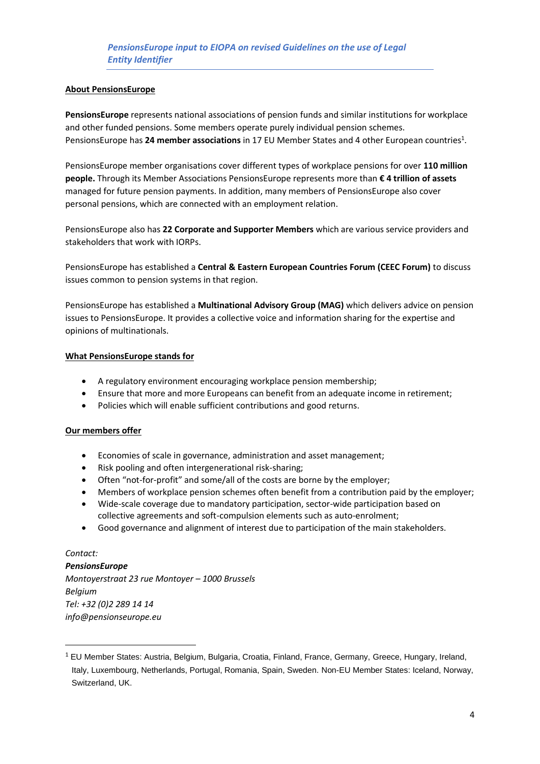*PensionsEurope input to EIOPA on revised Guidelines on the use of Legal Entity Identifier*

**About PensionsEurope**

**PensionsEurope** represents national associations of pension funds and similar institutions for workplace and other funded pensions. Some members operate purely individual pension schemes. PensionsEurope has **24 member associations** in 17 EU Member States and 4 other European countries[1].

PensionsEurope member organisations cover different types of workplace pensions for over **110 million people.** Through its Member Associations PensionsEurope represents more than **€ 4 trillion of assets** managed for future pension payments. In addition, many members of PensionsEurope also cover personal pensions, which are connected with an employment relation.

PensionsEurope also has **22 Corporate and Supporter Members** which are various service providers and stakeholders that work with IORPs.

PensionsEurope has established a **Central & Eastern European Countries Forum (CEEC Forum)** to discuss issues common to pension systems in that region.

PensionsEurope has established a **Multinational Advisory Group (MAG)** which delivers advice on pension issues to PensionsEurope. It provides a collective voice and information sharing for the expertise and opinions of multinationals.

**What PensionsEurope stands for**

- A regulatory environment encouraging workplace pension membership;
- Ensure that more and more Europeans can benefit from an adequate income in retirement;
- Policies which will enable sufficient contributions and good returns.

**Our members offer**

- Economies of scale in governance, administration and asset management;
- Risk pooling and often intergenerational risk-sharing;
- Often "not-for-profit" and some/all of the costs are borne by the employer;
- Members of workplace pension schemes often benefit from a contribution paid by the employer;
- Wide-scale coverage due to mandatory participation, sector-wide participation based on collective agreements and soft-compulsion elements such as auto-enrolment;
- Good governance and alignment of interest due to participation of the main stakeholders.

*Contact:*
***PensionsEurope***
*Montoyerstraat 23 rue Montoyer – 1000 Brussels*
*Belgium*
*Tel: +32 (0)2 289 14 14*
*info@pensionseurope.eu*

[1] EU Member States: Austria, Belgium, Bulgaria, Croatia, Finland, France, Germany, Greece, Hungary, Ireland, Italy, Luxembourg, Netherlands, Portugal, Romania, Spain, Sweden. Non-EU Member States: Iceland, Norway, Switzerland, UK.